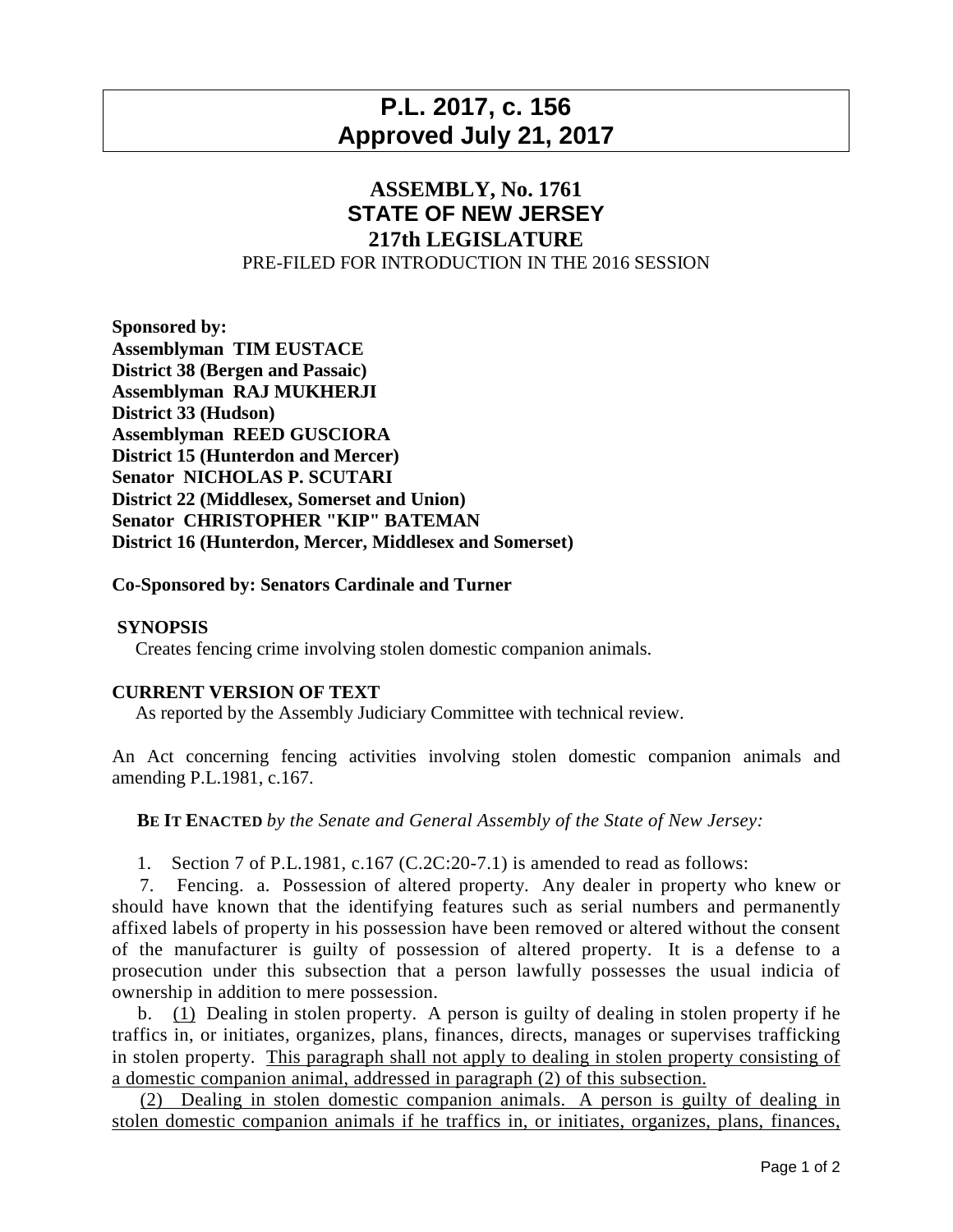# P.L. 2017, c. 156
# Approved July 21, 2017

## ASSEMBLY, No. 1761
## STATE OF NEW JERSEY
## 217th LEGISLATURE

PRE-FILED FOR INTRODUCTION IN THE 2016 SESSION

**Sponsored by:**
**Assemblyman TIM EUSTACE**
**District 38 (Bergen and Passaic)**
**Assemblyman RAJ MUKHERJI**
**District 33 (Hudson)**
**Assemblyman REED GUSCIORA**
**District 15 (Hunterdon and Mercer)**
**Senator NICHOLAS P. SCUTARI**
**District 22 (Middlesex, Somerset and Union)**
**Senator CHRISTOPHER "KIP" BATEMAN**
**District 16 (Hunterdon, Mercer, Middlesex and Somerset)**

**Co-Sponsored by: Senators Cardinale and Turner**

**SYNOPSIS**

Creates fencing crime involving stolen domestic companion animals.

**CURRENT VERSION OF TEXT**

As reported by the Assembly Judiciary Committee with technical review.

An Act concerning fencing activities involving stolen domestic companion animals and amending P.L.1981, c.167.

**BE IT ENACTED** *by the Senate and General Assembly of the State of New Jersey:*

1. Section 7 of P.L.1981, c.167 (C.2C:20-7.1) is amended to read as follows:

7. Fencing. a. Possession of altered property. Any dealer in property who knew or should have known that the identifying features such as serial numbers and permanently affixed labels of property in his possession have been removed or altered without the consent of the manufacturer is guilty of possession of altered property. It is a defense to a prosecution under this subsection that a person lawfully possesses the usual indicia of ownership in addition to mere possession.

b. <u>(1)</u> Dealing in stolen property. A person is guilty of dealing in stolen property if he traffics in, or initiates, organizes, plans, finances, directs, manages or supervises trafficking in stolen property. <u>This paragraph shall not apply to dealing in stolen property consisting of a domestic companion animal, addressed in paragraph (2) of this subsection.</u>

<u>(2) Dealing in stolen domestic companion animals. A person is guilty of dealing in stolen domestic companion animals if he traffics in, or initiates, organizes, plans, finances,</u>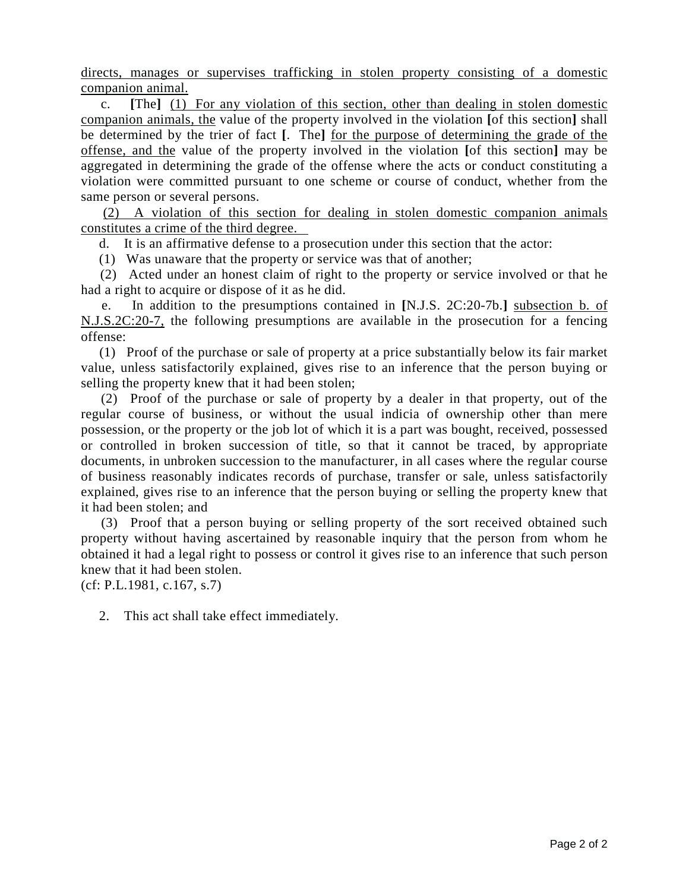directs, manages or supervises trafficking in stolen property consisting of a domestic companion animal.

c. [The] (1) For any violation of this section, other than dealing in stolen domestic companion animals, the value of the property involved in the violation [of this section] shall be determined by the trier of fact [. The] for the purpose of determining the grade of the offense, and the value of the property involved in the violation [of this section] may be aggregated in determining the grade of the offense where the acts or conduct constituting a violation were committed pursuant to one scheme or course of conduct, whether from the same person or several persons.

(2) A violation of this section for dealing in stolen domestic companion animals constitutes a crime of the third degree.

d. It is an affirmative defense to a prosecution under this section that the actor:

(1) Was unaware that the property or service was that of another;

(2) Acted under an honest claim of right to the property or service involved or that he had a right to acquire or dispose of it as he did.

e. In addition to the presumptions contained in [N.J.S. 2C:20-7b.] subsection b. of N.J.S.2C:20-7, the following presumptions are available in the prosecution for a fencing offense:

(1) Proof of the purchase or sale of property at a price substantially below its fair market value, unless satisfactorily explained, gives rise to an inference that the person buying or selling the property knew that it had been stolen;

(2) Proof of the purchase or sale of property by a dealer in that property, out of the regular course of business, or without the usual indicia of ownership other than mere possession, or the property or the job lot of which it is a part was bought, received, possessed or controlled in broken succession of title, so that it cannot be traced, by appropriate documents, in unbroken succession to the manufacturer, in all cases where the regular course of business reasonably indicates records of purchase, transfer or sale, unless satisfactorily explained, gives rise to an inference that the person buying or selling the property knew that it had been stolen; and

(3) Proof that a person buying or selling property of the sort received obtained such property without having ascertained by reasonable inquiry that the person from whom he obtained it had a legal right to possess or control it gives rise to an inference that such person knew that it had been stolen.

(cf: P.L.1981, c.167, s.7)

2. This act shall take effect immediately.